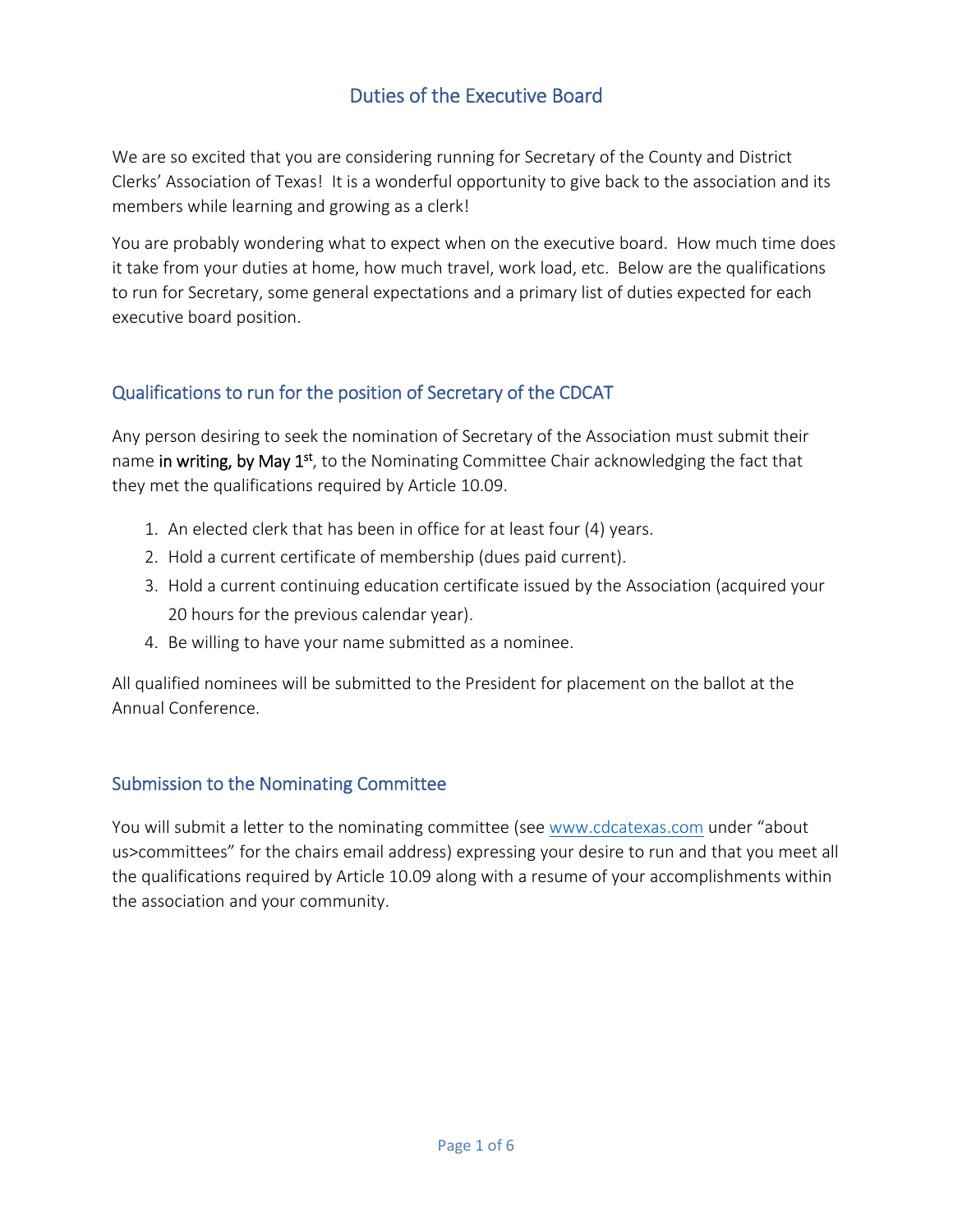# Duties of the Executive Board

We are so excited that you are considering running for Secretary of the County and District Clerks' Association of Texas! It is a wonderful opportunity to give back to the association and its members while learning and growing as a clerk!

You are probably wondering what to expect when on the executive board. How much time does it take from your duties at home, how much travel, work load, etc. Below are the qualifications to run for Secretary, some general expectations and a primary list of duties expected for each executive board position.

## Qualifications to run for the position of Secretary of the CDCAT

Any person desiring to seek the nomination of Secretary of the Association must submit their name in writing, by May 1st, to the Nominating Committee Chair acknowledging the fact that they met the qualifications required by Article 10.09.

1. An elected clerk that has been in office for at least four (4) years.
2. Hold a current certificate of membership (dues paid current).
3. Hold a current continuing education certificate issued by the Association (acquired your 20 hours for the previous calendar year).
4. Be willing to have your name submitted as a nominee.

All qualified nominees will be submitted to the President for placement on the ballot at the Annual Conference.

## Submission to the Nominating Committee

You will submit a letter to the nominating committee (see www.cdcatexas.com under "about us>committees" for the chairs email address) expressing your desire to run and that you meet all the qualifications required by Article 10.09 along with a resume of your accomplishments within the association and your community.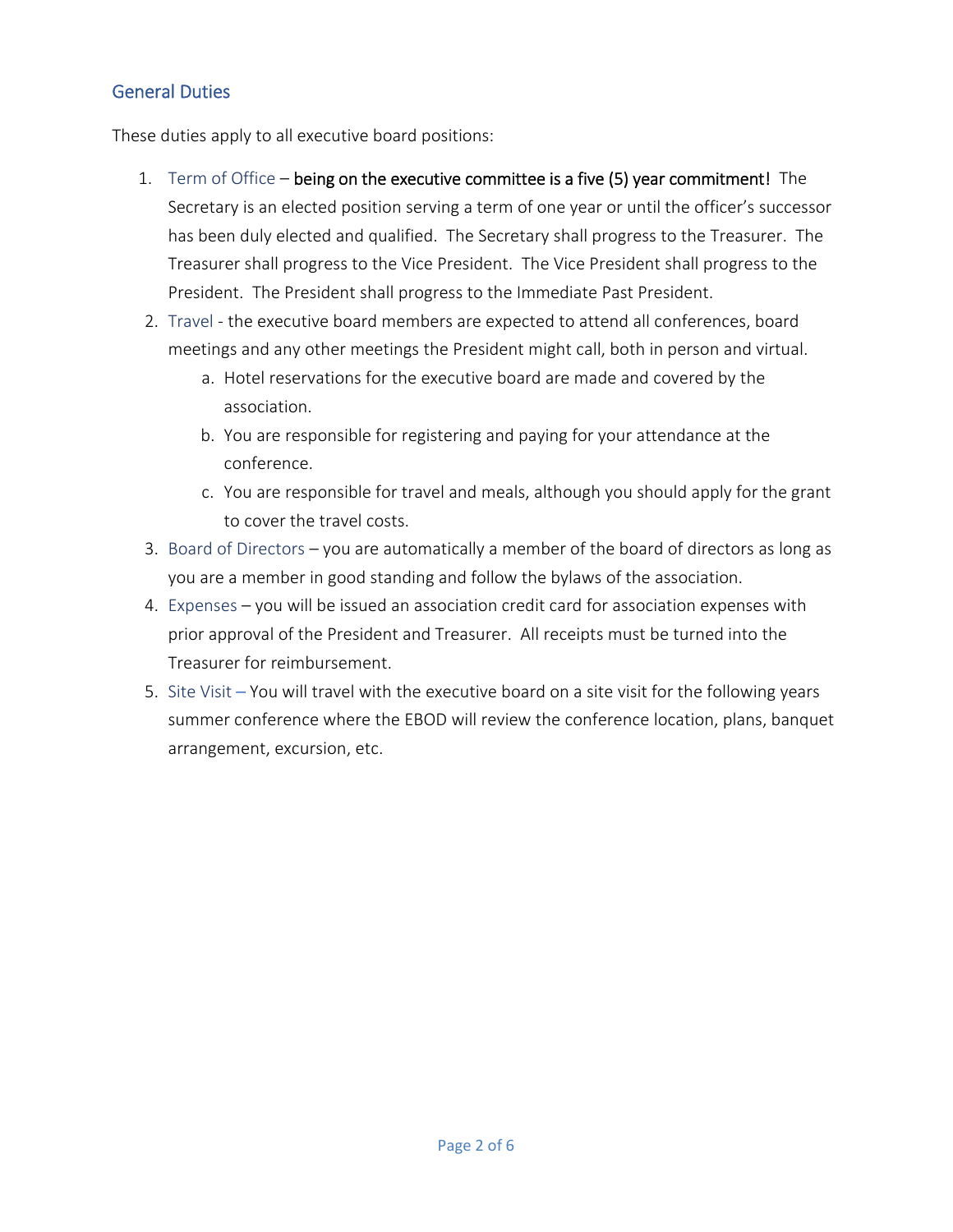## General Duties

These duties apply to all executive board positions:

1. Term of Office – **being on the executive committee is a five (5) year commitment!** The Secretary is an elected position serving a term of one year or until the officer's successor has been duly elected and qualified. The Secretary shall progress to the Treasurer. The Treasurer shall progress to the Vice President. The Vice President shall progress to the President. The President shall progress to the Immediate Past President.
2. Travel - the executive board members are expected to attend all conferences, board meetings and any other meetings the President might call, both in person and virtual.
    a. Hotel reservations for the executive board are made and covered by the association.
    b. You are responsible for registering and paying for your attendance at the conference.
    c. You are responsible for travel and meals, although you should apply for the grant to cover the travel costs.
3. Board of Directors – you are automatically a member of the board of directors as long as you are a member in good standing and follow the bylaws of the association.
4. Expenses – you will be issued an association credit card for association expenses with prior approval of the President and Treasurer. All receipts must be turned into the Treasurer for reimbursement.
5. Site Visit – You will travel with the executive board on a site visit for the following years summer conference where the EBOD will review the conference location, plans, banquet arrangement, excursion, etc.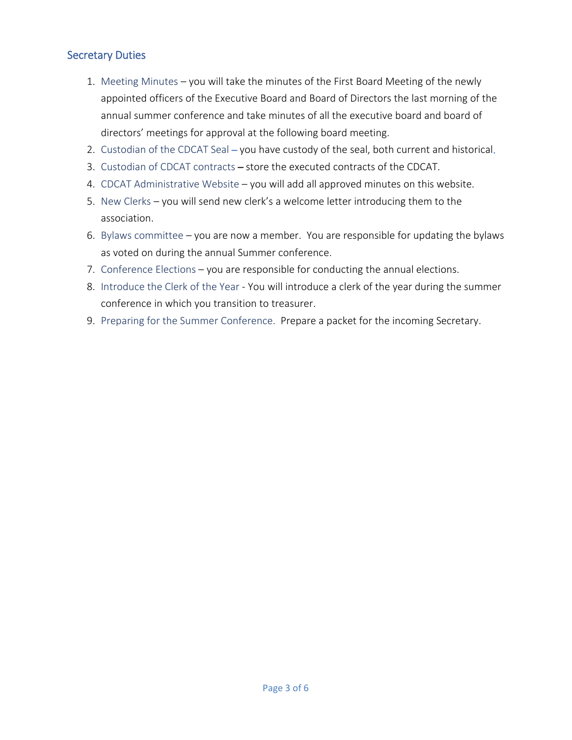## Secretary Duties

1. Meeting Minutes – you will take the minutes of the First Board Meeting of the newly appointed officers of the Executive Board and Board of Directors the last morning of the annual summer conference and take minutes of all the executive board and board of directors' meetings for approval at the following board meeting.
2. Custodian of the CDCAT Seal – you have custody of the seal, both current and historical.
3. Custodian of CDCAT contracts – store the executed contracts of the CDCAT.
4. CDCAT Administrative Website – you will add all approved minutes on this website.
5. New Clerks – you will send new clerk's a welcome letter introducing them to the association.
6. Bylaws committee – you are now a member. You are responsible for updating the bylaws as voted on during the annual Summer conference.
7. Conference Elections – you are responsible for conducting the annual elections.
8. Introduce the Clerk of the Year - You will introduce a clerk of the year during the summer conference in which you transition to treasurer.
9. Preparing for the Summer Conference. Prepare a packet for the incoming Secretary.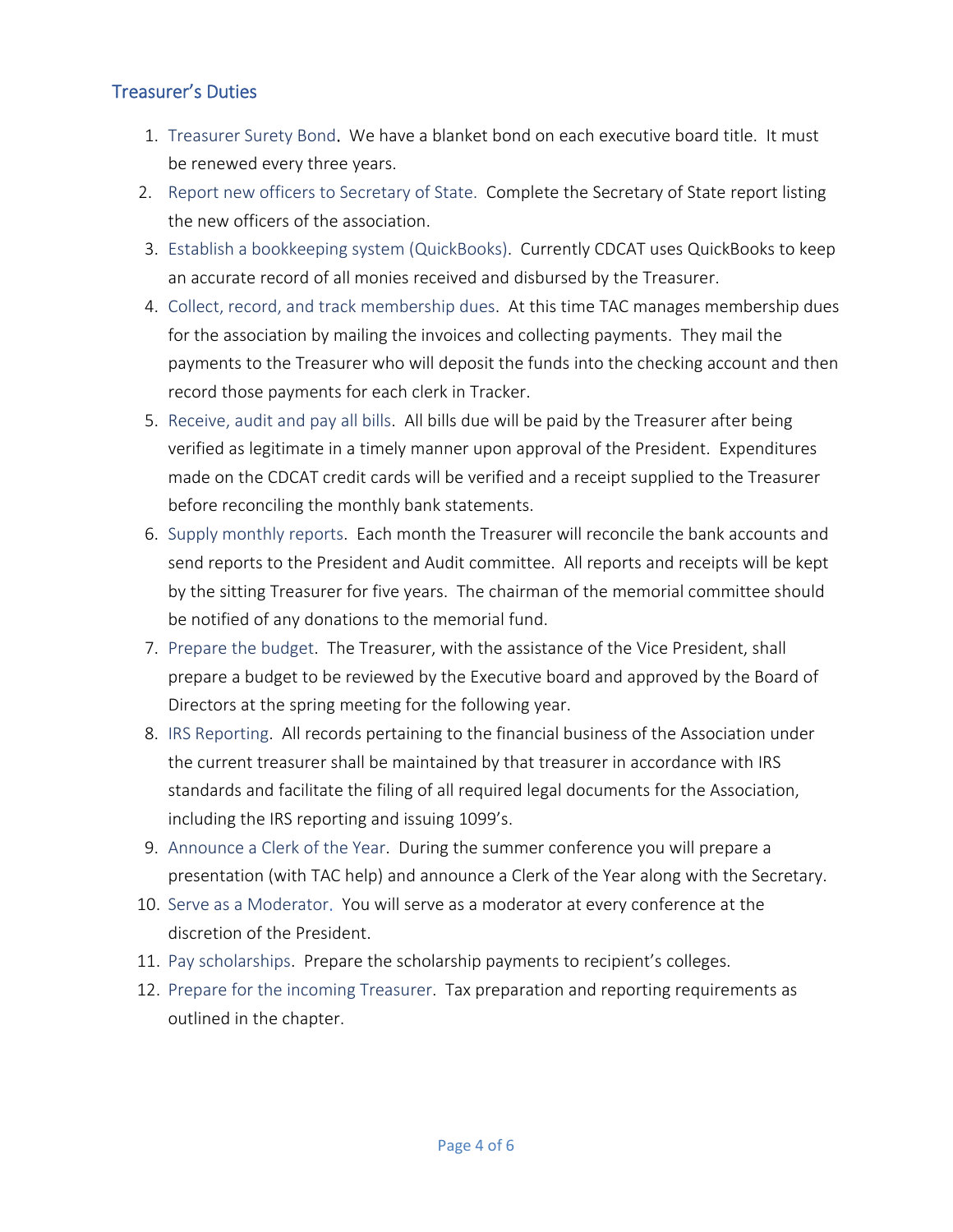## Treasurer's Duties

1. Treasurer Surety Bond. We have a blanket bond on each executive board title. It must be renewed every three years.
2. Report new officers to Secretary of State. Complete the Secretary of State report listing the new officers of the association.
3. Establish a bookkeeping system (QuickBooks). Currently CDCAT uses QuickBooks to keep an accurate record of all monies received and disbursed by the Treasurer.
4. Collect, record, and track membership dues. At this time TAC manages membership dues for the association by mailing the invoices and collecting payments. They mail the payments to the Treasurer who will deposit the funds into the checking account and then record those payments for each clerk in Tracker.
5. Receive, audit and pay all bills. All bills due will be paid by the Treasurer after being verified as legitimate in a timely manner upon approval of the President. Expenditures made on the CDCAT credit cards will be verified and a receipt supplied to the Treasurer before reconciling the monthly bank statements.
6. Supply monthly reports. Each month the Treasurer will reconcile the bank accounts and send reports to the President and Audit committee. All reports and receipts will be kept by the sitting Treasurer for five years. The chairman of the memorial committee should be notified of any donations to the memorial fund.
7. Prepare the budget. The Treasurer, with the assistance of the Vice President, shall prepare a budget to be reviewed by the Executive board and approved by the Board of Directors at the spring meeting for the following year.
8. IRS Reporting. All records pertaining to the financial business of the Association under the current treasurer shall be maintained by that treasurer in accordance with IRS standards and facilitate the filing of all required legal documents for the Association, including the IRS reporting and issuing 1099's.
9. Announce a Clerk of the Year. During the summer conference you will prepare a presentation (with TAC help) and announce a Clerk of the Year along with the Secretary.
10. Serve as a Moderator. You will serve as a moderator at every conference at the discretion of the President.
11. Pay scholarships. Prepare the scholarship payments to recipient's colleges.
12. Prepare for the incoming Treasurer. Tax preparation and reporting requirements as outlined in the chapter.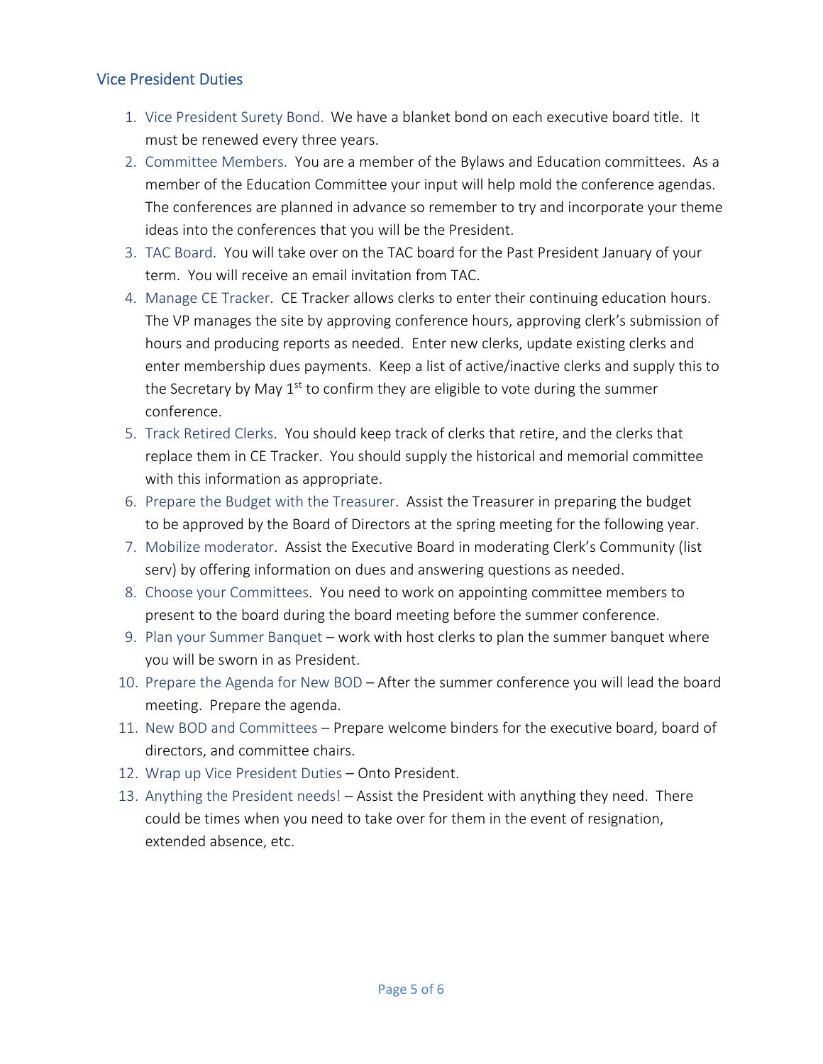## Vice President Duties

1. Vice President Surety Bond. We have a blanket bond on each executive board title. It must be renewed every three years.
2. Committee Members. You are a member of the Bylaws and Education committees. As a member of the Education Committee your input will help mold the conference agendas. The conferences are planned in advance so remember to try and incorporate your theme ideas into the conferences that you will be the President.
3. TAC Board. You will take over on the TAC board for the Past President January of your term. You will receive an email invitation from TAC.
4. Manage CE Tracker. CE Tracker allows clerks to enter their continuing education hours. The VP manages the site by approving conference hours, approving clerk's submission of hours and producing reports as needed. Enter new clerks, update existing clerks and enter membership dues payments. Keep a list of active/inactive clerks and supply this to the Secretary by May 1st to confirm they are eligible to vote during the summer conference.
5. Track Retired Clerks. You should keep track of clerks that retire, and the clerks that replace them in CE Tracker. You should supply the historical and memorial committee with this information as appropriate.
6. Prepare the Budget with the Treasurer. Assist the Treasurer in preparing the budget to be approved by the Board of Directors at the spring meeting for the following year.
7. Mobilize moderator. Assist the Executive Board in moderating Clerk's Community (list serv) by offering information on dues and answering questions as needed.
8. Choose your Committees. You need to work on appointing committee members to present to the board during the board meeting before the summer conference.
9. Plan your Summer Banquet – work with host clerks to plan the summer banquet where you will be sworn in as President.
10. Prepare the Agenda for New BOD – After the summer conference you will lead the board meeting. Prepare the agenda.
11. New BOD and Committees – Prepare welcome binders for the executive board, board of directors, and committee chairs.
12. Wrap up Vice President Duties – Onto President.
13. Anything the President needs! – Assist the President with anything they need. There could be times when you need to take over for them in the event of resignation, extended absence, etc.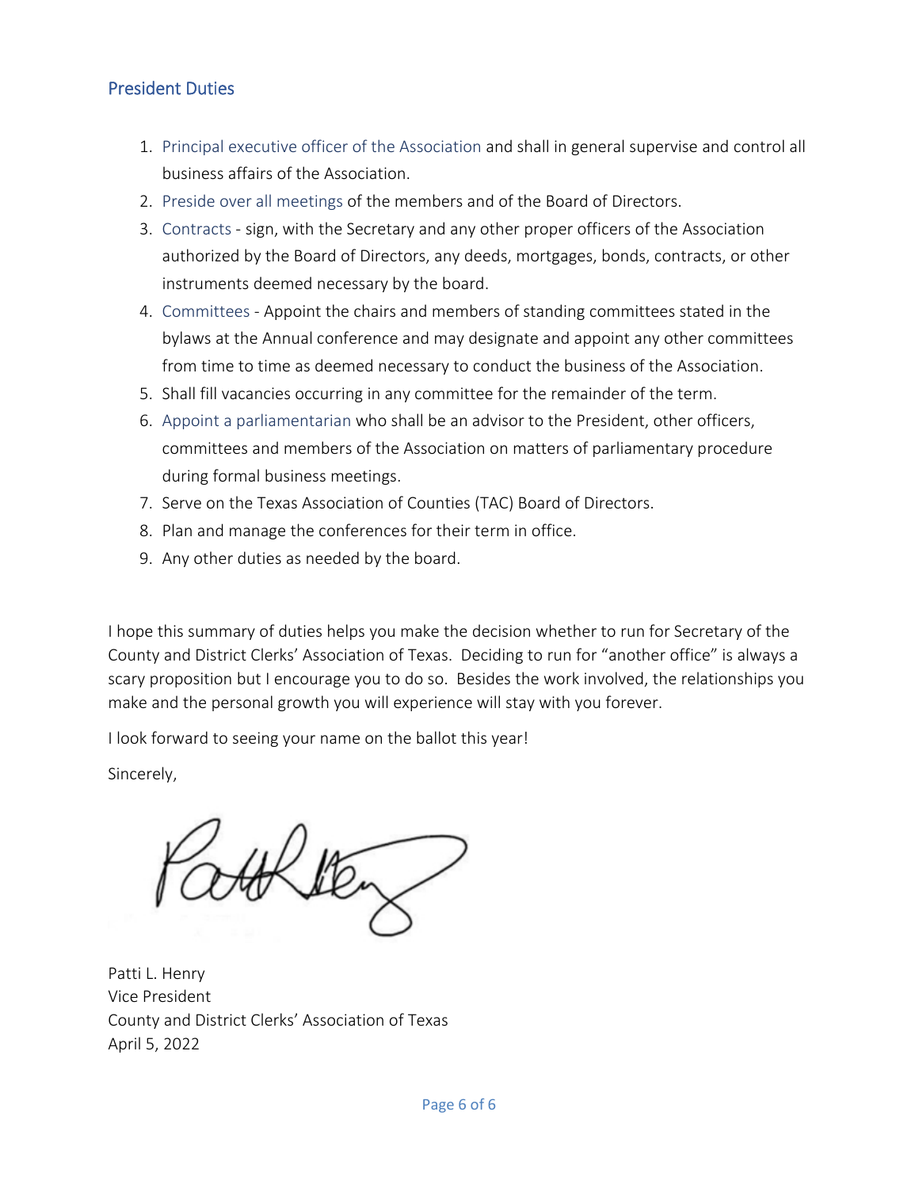## President Duties

1. Principal executive officer of the Association and shall in general supervise and control all business affairs of the Association.
2. Preside over all meetings of the members and of the Board of Directors.
3. Contracts - sign, with the Secretary and any other proper officers of the Association authorized by the Board of Directors, any deeds, mortgages, bonds, contracts, or other instruments deemed necessary by the board.
4. Committees - Appoint the chairs and members of standing committees stated in the bylaws at the Annual conference and may designate and appoint any other committees from time to time as deemed necessary to conduct the business of the Association.
5. Shall fill vacancies occurring in any committee for the remainder of the term.
6. Appoint a parliamentarian who shall be an advisor to the President, other officers, committees and members of the Association on matters of parliamentary procedure during formal business meetings.
7. Serve on the Texas Association of Counties (TAC) Board of Directors.
8. Plan and manage the conferences for their term in office.
9. Any other duties as needed by the board.

I hope this summary of duties helps you make the decision whether to run for Secretary of the County and District Clerks' Association of Texas. Deciding to run for "another office" is always a scary proposition but I encourage you to do so. Besides the work involved, the relationships you make and the personal growth you will experience will stay with you forever.

I look forward to seeing your name on the ballot this year!

Sincerely,

Patti L. Henry
Vice President
County and District Clerks' Association of Texas
April 5, 2022